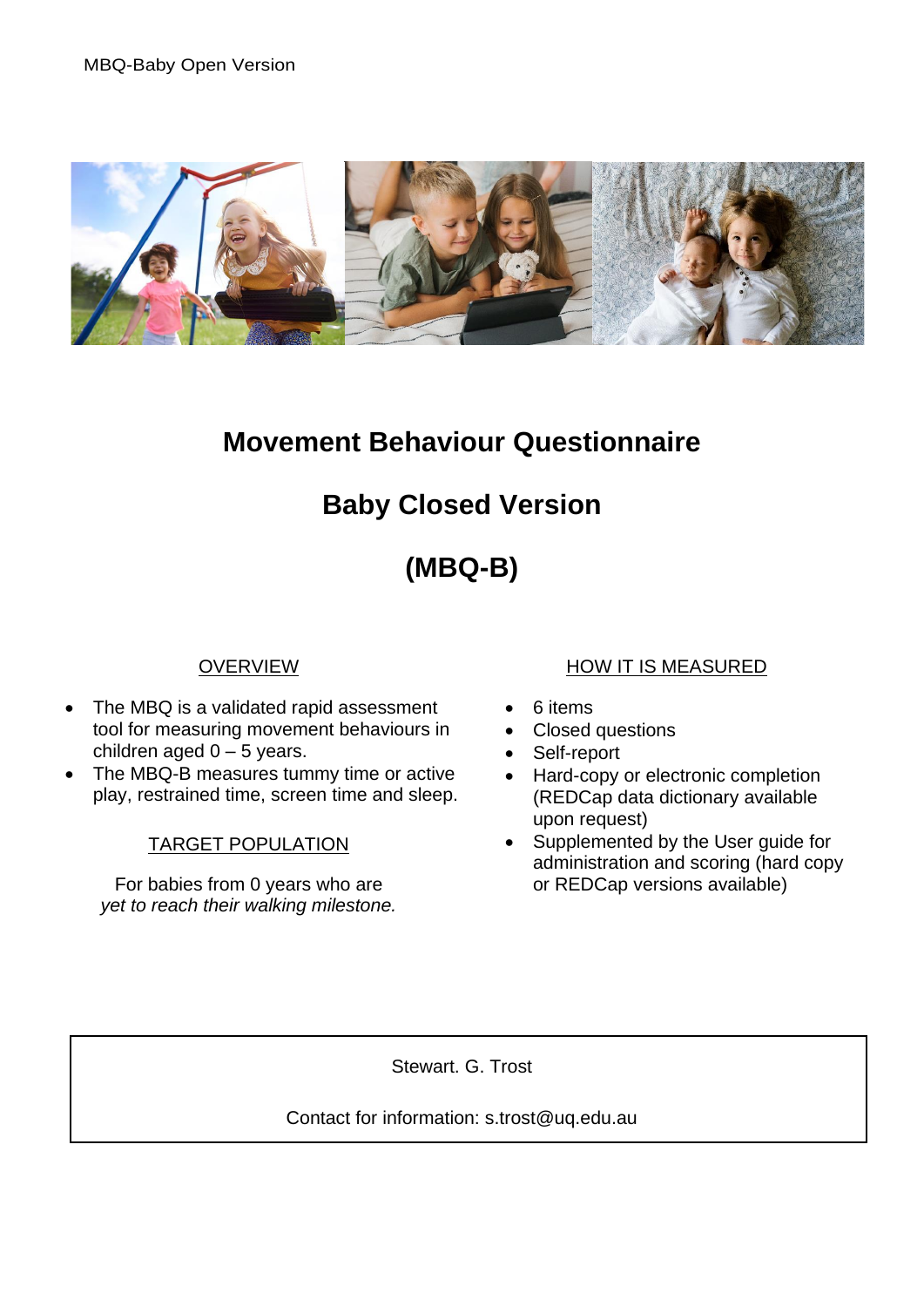MBQ-Baby Open Version

# Movement Behaviour Questionnaire

# Baby Closed Version

# (MBQ-B)

## OVERVIEW

- The MBQ is a validated rapid assessment tool for measuring movement behaviours in children aged 0 – 5 years.
- The MBQ-B measures tummy time or active play, restrained time, screen time and sleep.

## TARGET POPULATION

For babies from 0 years who are *yet to reach their walking milestone.*

## HOW IT IS MEASURED

- 6 items
- Closed questions
- Self-report
- Hard-copy or electronic completion (REDCap data dictionary available upon request)
- Supplemented by the User guide for administration and scoring (hard copy or REDCap versions available)

Stewart. G. Trost

Contact for information: s.trost@uq.edu.au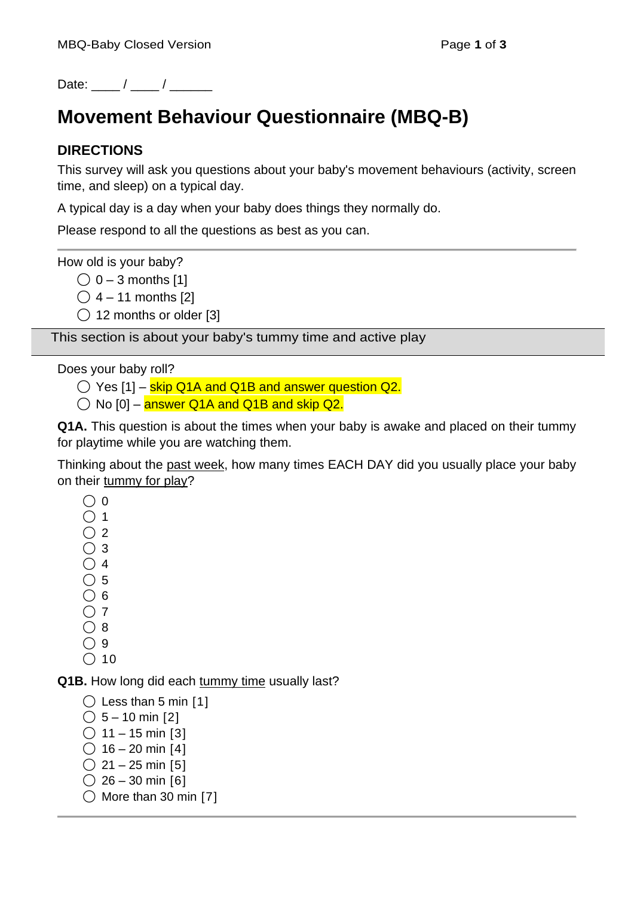Date: ____ / ____ / ______

# Movement Behaviour Questionnaire (MBQ-B)

## DIRECTIONS

This survey will ask you questions about your baby's movement behaviours (activity, screen time, and sleep) on a typical day.

A typical day is a day when your baby does things they normally do.

Please respond to all the questions as best as you can.

---

How old is your baby?

- ◯ 0 – 3 months [1]
- ◯ 4 – 11 months [2]
- ◯ 12 months or older [3]

### This section is about your baby's tummy time and active play

Does your baby roll?

- ◯ Yes [1] – skip Q1A and Q1B and answer question Q2.
- ◯ No [0] – answer Q1A and Q1B and skip Q2.

**Q1A.** This question is about the times when your baby is awake and placed on their tummy for playtime while you are watching them.

Thinking about the past week, how many times EACH DAY did you usually place your baby on their tummy for play?

- ◯ 0
- ◯ 1
- ◯ 2
- ◯ 3
- ◯ 4
- ◯ 5
- ◯ 6
- ◯ 7
- ◯ 8
- ◯ 9
- ◯ 10

**Q1B.** How long did each tummy time usually last?

- ◯ Less than 5 min [1]
- ◯ 5 – 10 min [2]
- ◯ 11 – 15 min [3]
- ◯ 16 – 20 min [4]
- ◯ 21 – 25 min [5]
- ◯ 26 – 30 min [6]
- ◯ More than 30 min [7]

---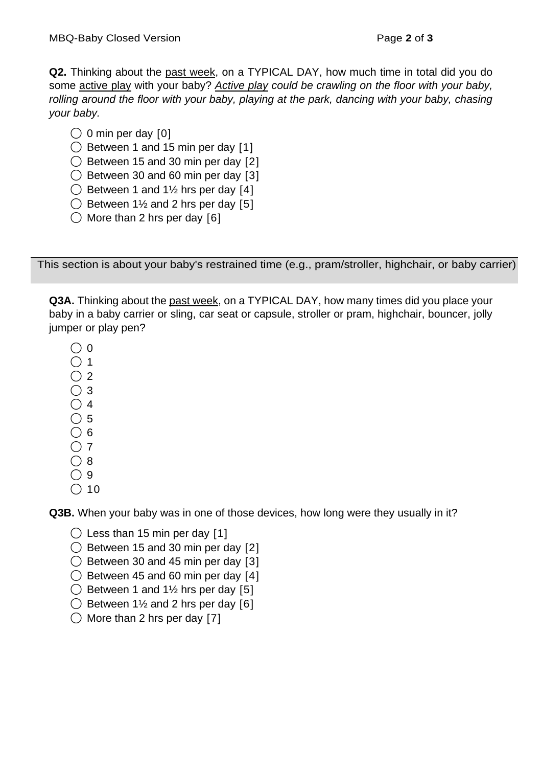**Q2.** Thinking about the <u>past week</u>, on a TYPICAL DAY, how much time in total did you do some <u>active play</u> with your baby? *<u>Active play</u> could be crawling on the floor with your baby, rolling around the floor with your baby, playing at the park, dancing with your baby, chasing your baby.*

- ◯ 0 min per day [0]
- ◯ Between 1 and 15 min per day [1]
- ◯ Between 15 and 30 min per day [2]
- ◯ Between 30 and 60 min per day [3]
- ◯ Between 1 and 1½ hrs per day [4]
- ◯ Between 1½ and 2 hrs per day [5]
- ◯ More than 2 hrs per day [6]

This section is about your baby's restrained time (e.g., pram/stroller, highchair, or baby carrier)

**Q3A.** Thinking about the <u>past week</u>, on a TYPICAL DAY, how many times did you place your baby in a baby carrier or sling, car seat or capsule, stroller or pram, highchair, bouncer, jolly jumper or play pen?

- ◯ 0
- ◯ 1
- ◯ 2
- ◯ 3
- ◯ 4
- ◯ 5
- ◯ 6
- ◯ 7
- ◯ 8
- ◯ 9
- ◯ 10

**Q3B.** When your baby was in one of those devices, how long were they usually in it?

- ◯ Less than 15 min per day [1]
- ◯ Between 15 and 30 min per day [2]
- ◯ Between 30 and 45 min per day [3]
- ◯ Between 45 and 60 min per day [4]
- ◯ Between 1 and 1½ hrs per day [5]
- ◯ Between 1½ and 2 hrs per day [6]
- ◯ More than 2 hrs per day [7]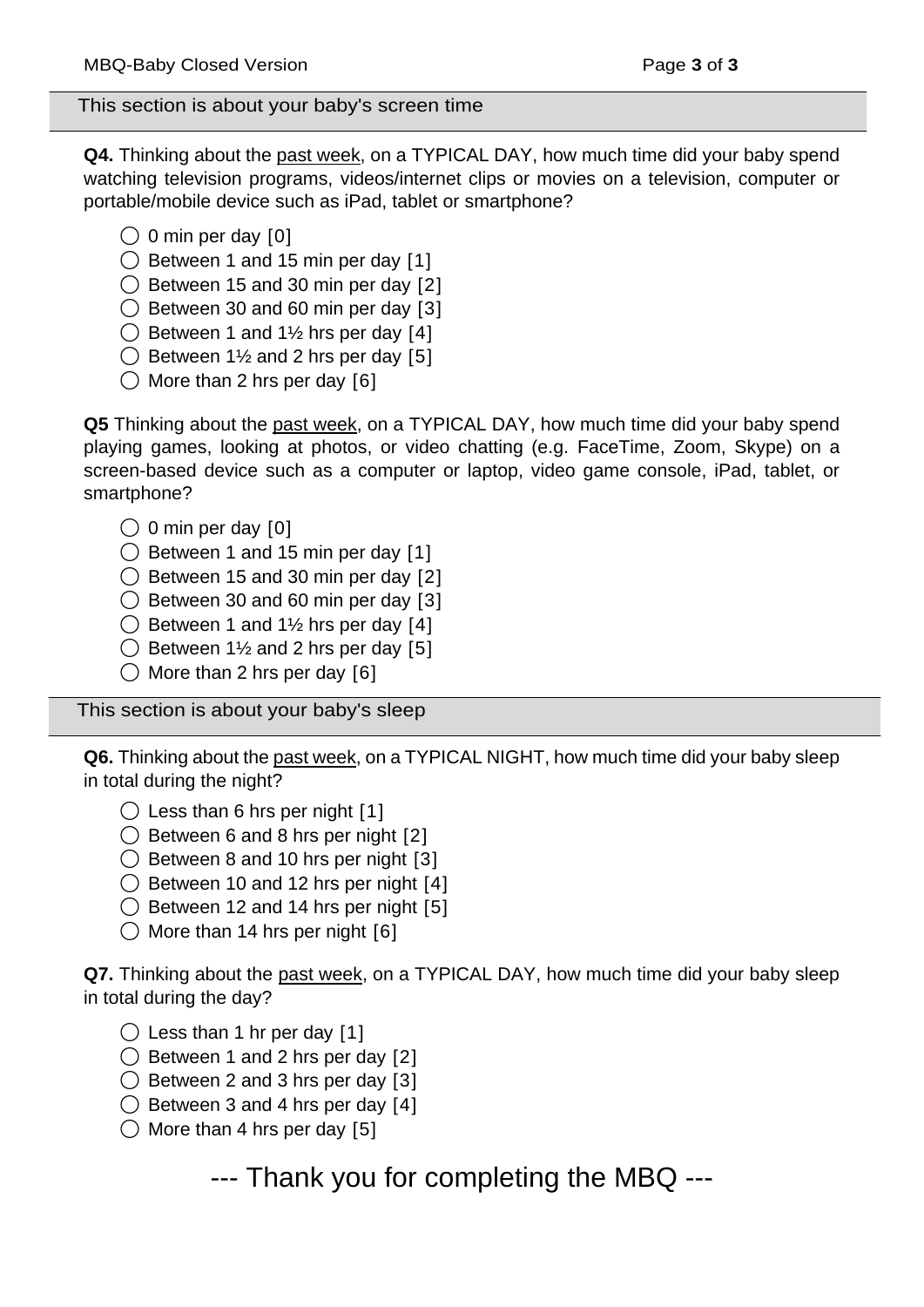## This section is about your baby's screen time

**Q4.** Thinking about the past week, on a TYPICAL DAY, how much time did your baby spend watching television programs, videos/internet clips or movies on a television, computer or portable/mobile device such as iPad, tablet or smartphone?

- ◯ 0 min per day [0]
- ◯ Between 1 and 15 min per day [1]
- ◯ Between 15 and 30 min per day [2]
- ◯ Between 30 and 60 min per day [3]
- ◯ Between 1 and 1½ hrs per day [4]
- ◯ Between 1½ and 2 hrs per day [5]
- ◯ More than 2 hrs per day [6]

**Q5** Thinking about the past week, on a TYPICAL DAY, how much time did your baby spend playing games, looking at photos, or video chatting (e.g. FaceTime, Zoom, Skype) on a screen-based device such as a computer or laptop, video game console, iPad, tablet, or smartphone?

- ◯ 0 min per day [0]
- ◯ Between 1 and 15 min per day [1]
- ◯ Between 15 and 30 min per day [2]
- ◯ Between 30 and 60 min per day [3]
- ◯ Between 1 and 1½ hrs per day [4]
- ◯ Between 1½ and 2 hrs per day [5]
- ◯ More than 2 hrs per day [6]

## This section is about your baby's sleep

**Q6.** Thinking about the past week, on a TYPICAL NIGHT, how much time did your baby sleep in total during the night?

- ◯ Less than 6 hrs per night [1]
- ◯ Between 6 and 8 hrs per night [2]
- ◯ Between 8 and 10 hrs per night [3]
- ◯ Between 10 and 12 hrs per night [4]
- ◯ Between 12 and 14 hrs per night [5]
- ◯ More than 14 hrs per night [6]

**Q7.** Thinking about the past week, on a TYPICAL DAY, how much time did your baby sleep in total during the day?

- ◯ Less than 1 hr per day [1]
- ◯ Between 1 and 2 hrs per day [2]
- ◯ Between 2 and 3 hrs per day [3]
- ◯ Between 3 and 4 hrs per day [4]
- ◯ More than 4 hrs per day [5]

--- Thank you for completing the MBQ ---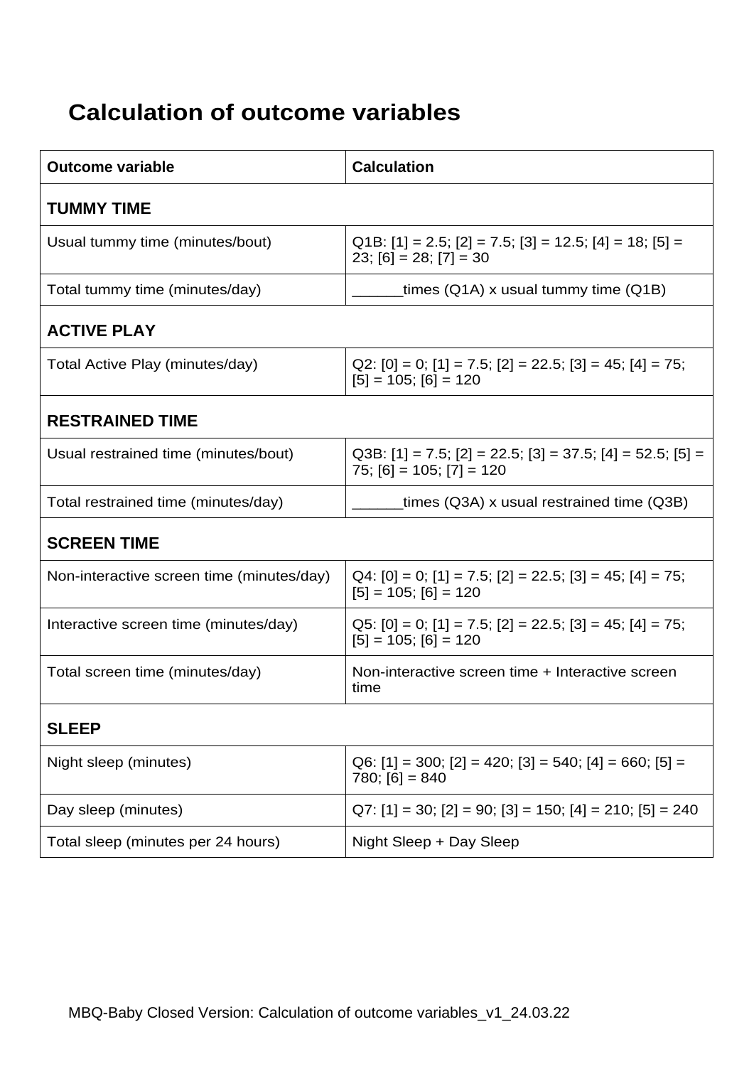# Calculation of outcome variables

| Outcome variable | Calculation |
|---|---|
| **TUMMY TIME** | |
| Usual tummy time (minutes/bout) | Q1B: [1] = 2.5; [2] = 7.5; [3] = 12.5; [4] = 18; [5] = 23; [6] = 28; [7] = 30 |
| Total tummy time (minutes/day) | ______times (Q1A) x usual tummy time (Q1B) |
| **ACTIVE PLAY** | |
| Total Active Play (minutes/day) | Q2: [0] = 0; [1] = 7.5; [2] = 22.5; [3] = 45; [4] = 75; [5] = 105; [6] = 120 |
| **RESTRAINED TIME** | |
| Usual restrained time (minutes/bout) | Q3B: [1] = 7.5; [2] = 22.5; [3] = 37.5; [4] = 52.5; [5] = 75; [6] = 105; [7] = 120 |
| Total restrained time (minutes/day) | ______times (Q3A) x usual restrained time (Q3B) |
| **SCREEN TIME** | |
| Non-interactive screen time (minutes/day) | Q4: [0] = 0; [1] = 7.5; [2] = 22.5; [3] = 45; [4] = 75; [5] = 105; [6] = 120 |
| Interactive screen time (minutes/day) | Q5: [0] = 0; [1] = 7.5; [2] = 22.5; [3] = 45; [4] = 75; [5] = 105; [6] = 120 |
| Total screen time (minutes/day) | Non-interactive screen time + Interactive screen time |
| **SLEEP** | |
| Night sleep (minutes) | Q6: [1] = 300; [2] = 420; [3] = 540; [4] = 660; [5] = 780; [6] = 840 |
| Day sleep (minutes) | Q7: [1] = 30; [2] = 90; [3] = 150; [4] = 210; [5] = 240 |
| Total sleep (minutes per 24 hours) | Night Sleep + Day Sleep |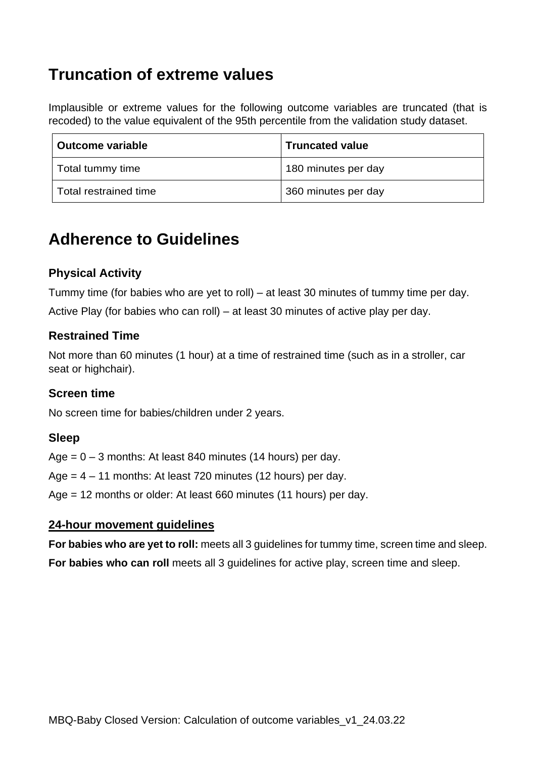## Truncation of extreme values

Implausible or extreme values for the following outcome variables are truncated (that is recoded) to the value equivalent of the 95th percentile from the validation study dataset.

| Outcome variable | Truncated value |
|---|---|
| Total tummy time | 180 minutes per day |
| Total restrained time | 360 minutes per day |

## Adherence to Guidelines

### Physical Activity

Tummy time (for babies who are yet to roll) – at least 30 minutes of tummy time per day.

Active Play (for babies who can roll) – at least 30 minutes of active play per day.

### Restrained Time

Not more than 60 minutes (1 hour) at a time of restrained time (such as in a stroller, car seat or highchair).

### Screen time

No screen time for babies/children under 2 years.

### Sleep

Age = 0 – 3 months: At least 840 minutes (14 hours) per day.

Age = 4 – 11 months: At least 720 minutes (12 hours) per day.

Age = 12 months or older: At least 660 minutes (11 hours) per day.

### 24-hour movement guidelines

**For babies who are yet to roll:** meets all 3 guidelines for tummy time, screen time and sleep.

**For babies who can roll** meets all 3 guidelines for active play, screen time and sleep.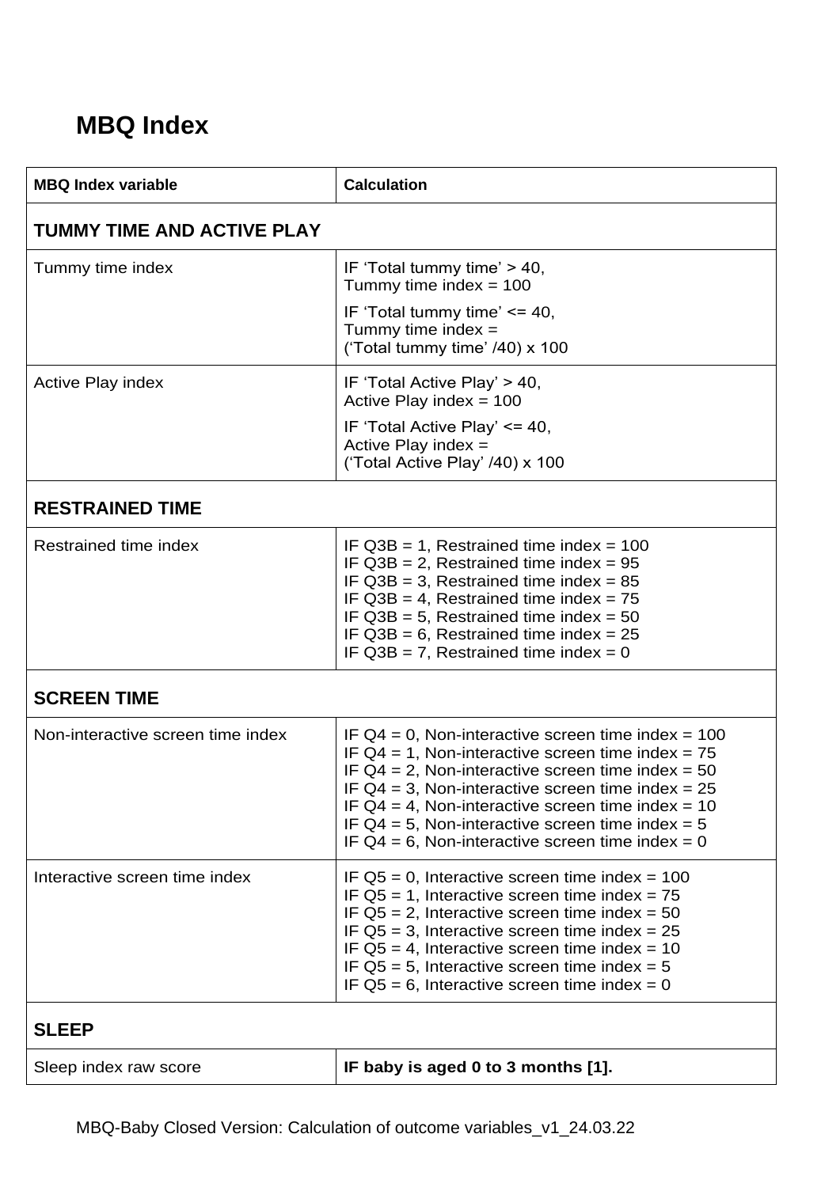## MBQ Index

| MBQ Index variable | Calculation |
|---|---|
| **TUMMY TIME AND ACTIVE PLAY** | |
| Tummy time index | IF ‘Total tummy time’ > 40, Tummy time index = 100<br>IF ‘Total tummy time’ <= 40, Tummy time index = (‘Total tummy time’ /40) x 100 |
| Active Play index | IF ‘Total Active Play’ > 40, Active Play index = 100<br>IF ‘Total Active Play’ <= 40, Active Play index = (‘Total Active Play’ /40) x 100 |
| **RESTRAINED TIME** | |
| Restrained time index | IF Q3B = 1, Restrained time index = 100<br>IF Q3B = 2, Restrained time index = 95<br>IF Q3B = 3, Restrained time index = 85<br>IF Q3B = 4, Restrained time index = 75<br>IF Q3B = 5, Restrained time index = 50<br>IF Q3B = 6, Restrained time index = 25<br>IF Q3B = 7, Restrained time index = 0 |
| **SCREEN TIME** | |
| Non-interactive screen time index | IF Q4 = 0, Non-interactive screen time index = 100<br>IF Q4 = 1, Non-interactive screen time index = 75<br>IF Q4 = 2, Non-interactive screen time index = 50<br>IF Q4 = 3, Non-interactive screen time index = 25<br>IF Q4 = 4, Non-interactive screen time index = 10<br>IF Q4 = 5, Non-interactive screen time index = 5<br>IF Q4 = 6, Non-interactive screen time index = 0 |
| Interactive screen time index | IF Q5 = 0, Interactive screen time index = 100<br>IF Q5 = 1, Interactive screen time index = 75<br>IF Q5 = 2, Interactive screen time index = 50<br>IF Q5 = 3, Interactive screen time index = 25<br>IF Q5 = 4, Interactive screen time index = 10<br>IF Q5 = 5, Interactive screen time index = 5<br>IF Q5 = 6, Interactive screen time index = 0 |
| **SLEEP** | |
| Sleep index raw score | **IF baby is aged 0 to 3 months [1].** |

MBQ-Baby Closed Version: Calculation of outcome variables_v1_24.03.22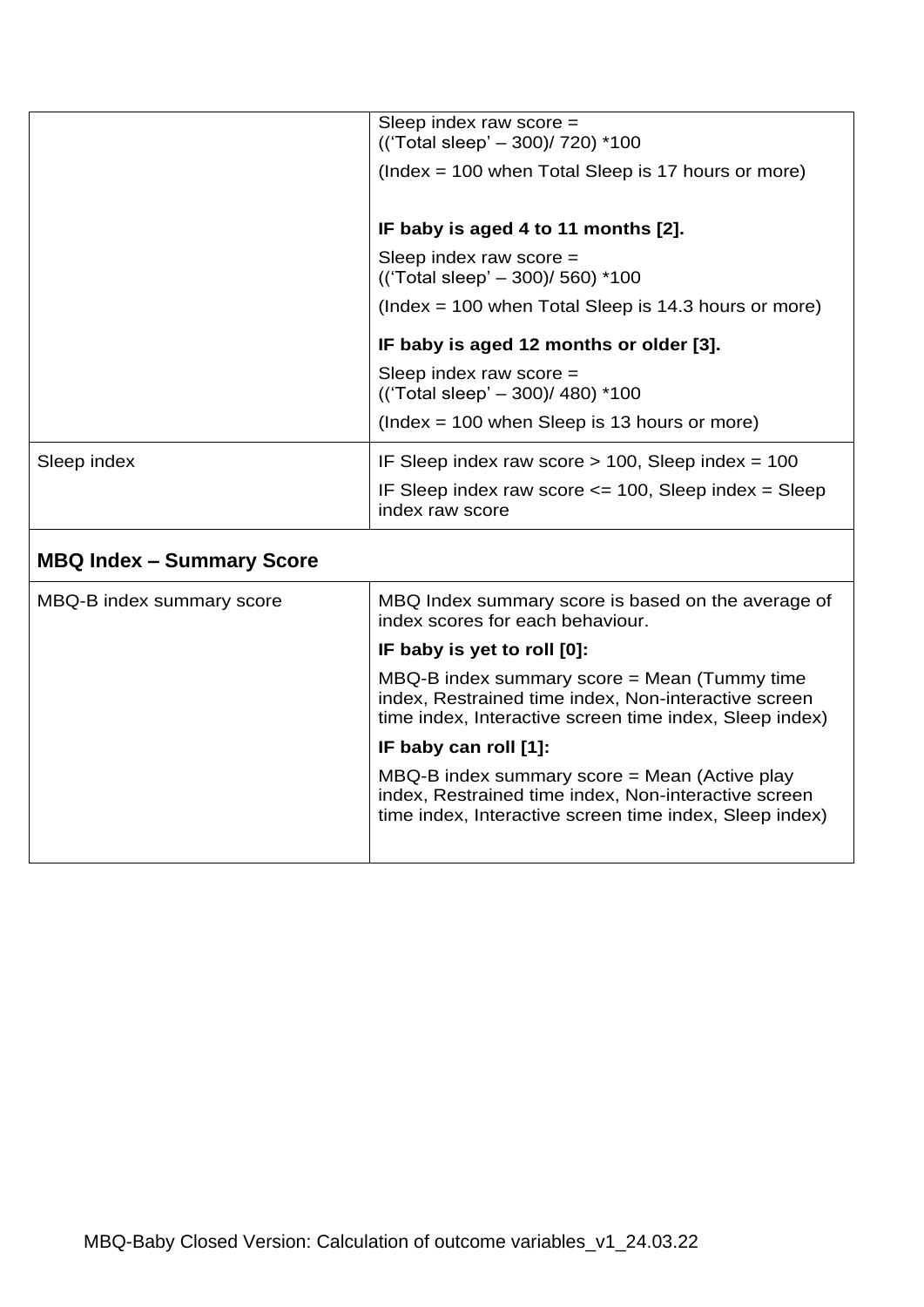| | |
|---|---|
| | Sleep index raw score = ((‘Total sleep’ – 300)/ 720) *100<br>(Index = 100 when Total Sleep is 17 hours or more)<br><br>**IF baby is aged 4 to 11 months [2].**<br>Sleep index raw score = ((‘Total sleep’ – 300)/ 560) *100<br>(Index = 100 when Total Sleep is 14.3 hours or more)<br>**IF baby is aged 12 months or older [3].**<br>Sleep index raw score = ((‘Total sleep’ – 300)/ 480) *100<br>(Index = 100 when Sleep is 13 hours or more) |
| Sleep index | IF Sleep index raw score > 100, Sleep index = 100<br>IF Sleep index raw score <= 100, Sleep index = Sleep index raw score |
| **MBQ Index – Summary Score** | |
| MBQ-B index summary score | MBQ Index summary score is based on the average of index scores for each behaviour.<br>**IF baby is yet to roll [0]:**<br>MBQ-B index summary score = Mean (Tummy time index, Restrained time index, Non-interactive screen time index, Interactive screen time index, Sleep index)<br>**IF baby can roll [1]:**<br>MBQ-B index summary score = Mean (Active play index, Restrained time index, Non-interactive screen time index, Interactive screen time index, Sleep index) |